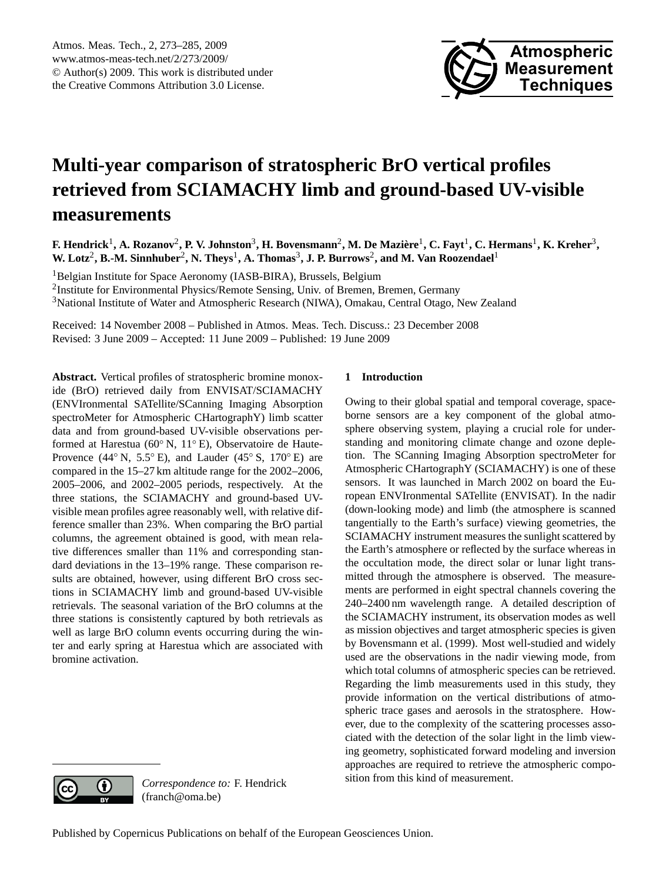# Multi-year comparison of stratospheric BrO vertical profiles retrieved from SCIAMACHY limb and ground-based UV-visible measurements

**F. Hendrick[1], A. Rozanov[2], P. V. Johnston[3], H. Bovensmann[2], M. De Mazière[1], C. Fayt[1], C. Hermans[1], K. Kreher[3], W. Lotz[2], B.-M. Sinnhuber[2], N. Theys[1], A. Thomas[3], J. P. Burrows[2], and M. Van Roozendael[1]**

[1]Belgian Institute for Space Aeronomy (IASB-BIRA), Brussels, Belgium

[2]Institute for Environmental Physics/Remote Sensing, Univ. of Bremen, Bremen, Germany

[3]National Institute of Water and Atmospheric Research (NIWA), Omakau, Central Otago, New Zealand

Received: 14 November 2008 – Published in Atmos. Meas. Tech. Discuss.: 23 December 2008
Revised: 3 June 2009 – Accepted: 11 June 2009 – Published: 19 June 2009

**Abstract.** Vertical profiles of stratospheric bromine monoxide (BrO) retrieved daily from ENVISAT/SCIAMACHY (ENVIronmental SATellite/SCanning Imaging Absorption spectroMeter for Atmospheric CHartographY) limb scatter data and from ground-based UV-visible observations performed at Harestua (60° N, 11° E), Observatoire de Haute-Provence (44° N, 5.5° E), and Lauder (45° S, 170° E) are compared in the 15–27 km altitude range for the 2002–2006, 2005–2006, and 2002–2005 periods, respectively. At the three stations, the SCIAMACHY and ground-based UV-visible mean profiles agree reasonably well, with relative difference smaller than 23%. When comparing the BrO partial columns, the agreement obtained is good, with mean relative differences smaller than 11% and corresponding standard deviations in the 13–19% range. These comparison results are obtained, however, using different BrO cross sections in SCIAMACHY limb and ground-based UV-visible retrievals. The seasonal variation of the BrO columns at the three stations is consistently captured by both retrievals as well as large BrO column events occurring during the winter and early spring at Harestua which are associated with bromine activation.

## 1 Introduction

Owing to their global spatial and temporal coverage, space-borne sensors are a key component of the global atmosphere observing system, playing a crucial role for understanding and monitoring climate change and ozone depletion. The SCanning Imaging Absorption spectroMeter for Atmospheric CHartographY (SCIAMACHY) is one of these sensors. It was launched in March 2002 on board the European ENVIronmental SATellite (ENVISAT). In the nadir (down-looking mode) and limb (the atmosphere is scanned tangentially to the Earth's surface) viewing geometries, the SCIAMACHY instrument measures the sunlight scattered by the Earth's atmosphere or reflected by the surface whereas in the occultation mode, the direct solar or lunar light transmitted through the atmosphere is observed. The measurements are performed in eight spectral channels covering the 240–2400 nm wavelength range. A detailed description of the SCIAMACHY instrument, its observation modes as well as mission objectives and target atmospheric species is given by Bovensmann et al. (1999). Most well-studied and widely used are the observations in the nadir viewing mode, from which total columns of atmospheric species can be retrieved. Regarding the limb measurements used in this study, they provide information on the vertical distributions of atmospheric trace gases and aerosols in the stratosphere. However, due to the complexity of the scattering processes associated with the detection of the solar light in the limb viewing geometry, sophisticated forward modeling and inversion approaches are required to retrieve the atmospheric composition from this kind of measurement.

*Correspondence to:* F. Hendrick (franch@oma.be)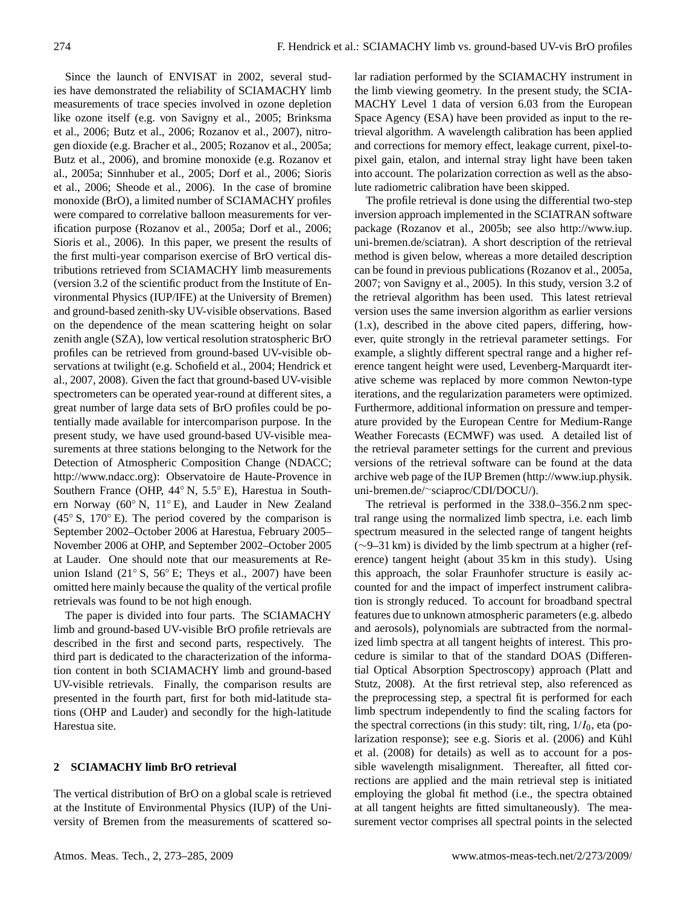Since the launch of ENVISAT in 2002, several studies have demonstrated the reliability of SCIAMACHY limb measurements of trace species involved in ozone depletion like ozone itself (e.g. von Savigny et al., 2005; Brinksma et al., 2006; Butz et al., 2006; Rozanov et al., 2007), nitrogen dioxide (e.g. Bracher et al., 2005; Rozanov et al., 2005a; Butz et al., 2006), and bromine monoxide (e.g. Rozanov et al., 2005a; Sinnhuber et al., 2005; Dorf et al., 2006; Sioris et al., 2006; Sheode et al., 2006). In the case of bromine monoxide (BrO), a limited number of SCIAMACHY profiles were compared to correlative balloon measurements for verification purpose (Rozanov et al., 2005a; Dorf et al., 2006; Sioris et al., 2006). In this paper, we present the results of the first multi-year comparison exercise of BrO vertical distributions retrieved from SCIAMACHY limb measurements (version 3.2 of the scientific product from the Institute of Environmental Physics (IUP/IFE) at the University of Bremen) and ground-based zenith-sky UV-visible observations. Based on the dependence of the mean scattering height on solar zenith angle (SZA), low vertical resolution stratospheric BrO profiles can be retrieved from ground-based UV-visible observations at twilight (e.g. Schofield et al., 2004; Hendrick et al., 2007, 2008). Given the fact that ground-based UV-visible spectrometers can be operated year-round at different sites, a great number of large data sets of BrO profiles could be potentially made available for intercomparison purpose. In the present study, we have used ground-based UV-visible measurements at three stations belonging to the Network for the Detection of Atmospheric Composition Change (NDACC; http://www.ndacc.org): Observatoire de Haute-Provence in Southern France (OHP, 44° N, 5.5° E), Harestua in Southern Norway (60° N, 11° E), and Lauder in New Zealand (45° S, 170° E). The period covered by the comparison is September 2002–October 2006 at Harestua, February 2005–November 2006 at OHP, and September 2002–October 2005 at Lauder. One should note that our measurements at Reunion Island (21° S, 56° E; Theys et al., 2007) have been omitted here mainly because the quality of the vertical profile retrievals was found to be not high enough.

The paper is divided into four parts. The SCIAMACHY limb and ground-based UV-visible BrO profile retrievals are described in the first and second parts, respectively. The third part is dedicated to the characterization of the information content in both SCIAMACHY limb and ground-based UV-visible retrievals. Finally, the comparison results are presented in the fourth part, first for both mid-latitude stations (OHP and Lauder) and secondly for the high-latitude Harestua site.

## 2 SCIAMACHY limb BrO retrieval

The vertical distribution of BrO on a global scale is retrieved at the Institute of Environmental Physics (IUP) of the University of Bremen from the measurements of scattered solar radiation performed by the SCIAMACHY instrument in the limb viewing geometry. In the present study, the SCIAMACHY Level 1 data of version 6.03 from the European Space Agency (ESA) have been provided as input to the retrieval algorithm. A wavelength calibration has been applied and corrections for memory effect, leakage current, pixel-to-pixel gain, etalon, and internal stray light have been taken into account. The polarization correction as well as the absolute radiometric calibration have been skipped.

The profile retrieval is done using the differential two-step inversion approach implemented in the SCIATRAN software package (Rozanov et al., 2005b; see also http://www.iup.uni-bremen.de/sciatran). A short description of the retrieval method is given below, whereas a more detailed description can be found in previous publications (Rozanov et al., 2005a, 2007; von Savigny et al., 2005). In this study, version 3.2 of the retrieval algorithm has been used. This latest retrieval version uses the same inversion algorithm as earlier versions (1.x), described in the above cited papers, differing, however, quite strongly in the retrieval parameter settings. For example, a slightly different spectral range and a higher reference tangent height were used, Levenberg-Marquardt iterative scheme was replaced by more common Newton-type iterations, and the regularization parameters were optimized. Furthermore, additional information on pressure and temperature provided by the European Centre for Medium-Range Weather Forecasts (ECMWF) was used. A detailed list of the retrieval parameter settings for the current and previous versions of the retrieval software can be found at the data archive web page of the IUP Bremen (http://www.iup.physik.uni-bremen.de/~sciaproc/CDI/DOCU/).

The retrieval is performed in the 338.0–356.2 nm spectral range using the normalized limb spectra, i.e. each limb spectrum measured in the selected range of tangent heights (~9–31 km) is divided by the limb spectrum at a higher (reference) tangent height (about 35 km in this study). Using this approach, the solar Fraunhofer structure is easily accounted for and the impact of imperfect instrument calibration is strongly reduced. To account for broadband spectral features due to unknown atmospheric parameters (e.g. albedo and aerosols), polynomials are subtracted from the normalized limb spectra at all tangent heights of interest. This procedure is similar to that of the standard DOAS (Differential Optical Absorption Spectroscopy) approach (Platt and Stutz, 2008). At the first retrieval step, also referenced as the preprocessing step, a spectral fit is performed for each limb spectrum independently to find the scaling factors for the spectral corrections (in this study: tilt, ring, $1/I_0$, eta (polarization response); see e.g. Sioris et al. (2006) and Kühl et al. (2008) for details) as well as to account for a possible wavelength misalignment. Thereafter, all fitted corrections are applied and the main retrieval step is initiated employing the global fit method (i.e., the spectra obtained at all tangent heights are fitted simultaneously). The measurement vector comprises all spectral points in the selected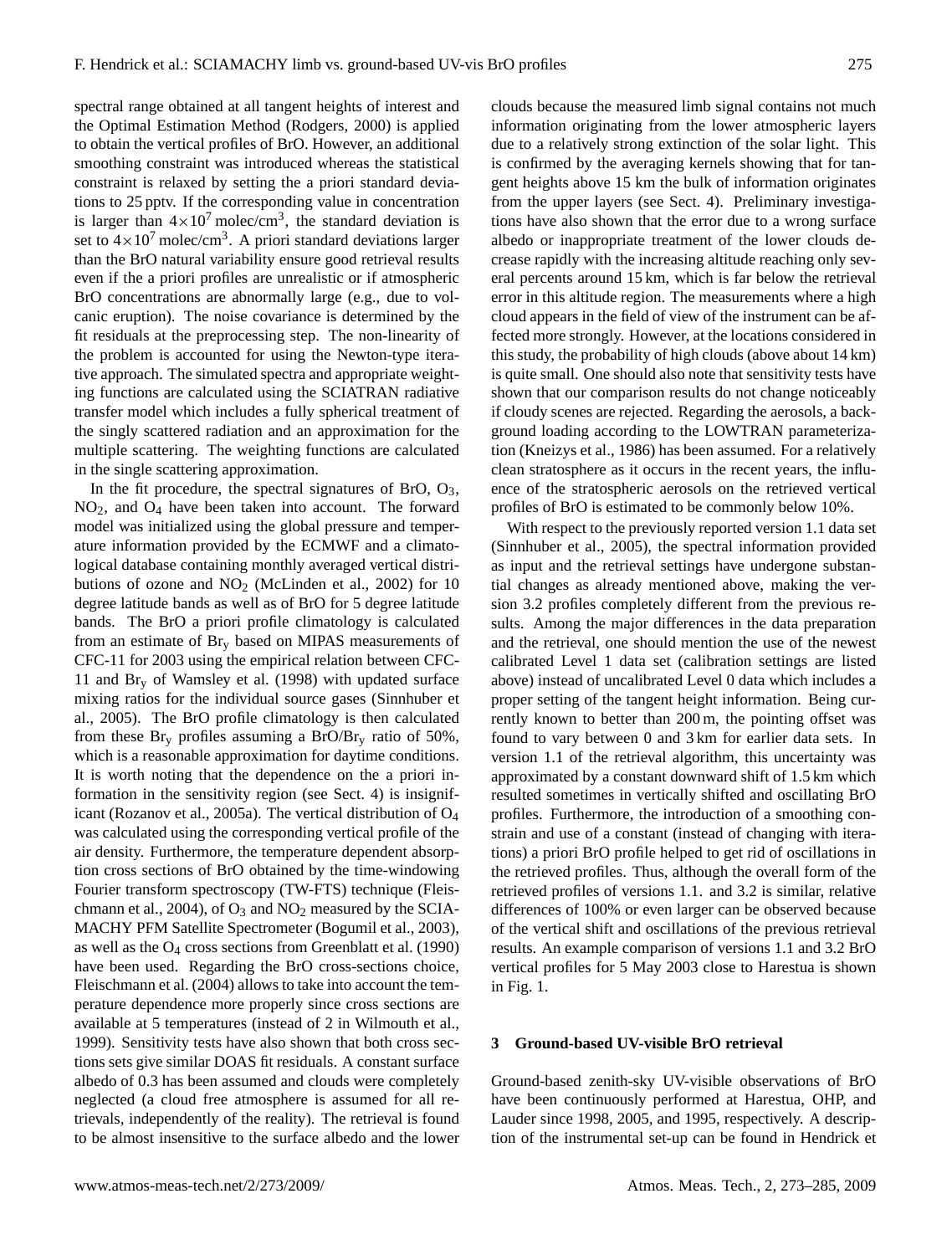spectral range obtained at all tangent heights of interest and the Optimal Estimation Method (Rodgers, 2000) is applied to obtain the vertical profiles of BrO. However, an additional smoothing constraint was introduced whereas the statistical constraint is relaxed by setting the a priori standard deviations to 25 pptv. If the corresponding value in concentration is larger than $4\times10^7$ molec/cm$^3$, the standard deviation is set to $4\times10^7$ molec/cm$^3$. A priori standard deviations larger than the BrO natural variability ensure good retrieval results even if the a priori profiles are unrealistic or if atmospheric BrO concentrations are abnormally large (e.g., due to volcanic eruption). The noise covariance is determined by the fit residuals at the preprocessing step. The non-linearity of the problem is accounted for using the Newton-type iterative approach. The simulated spectra and appropriate weighting functions are calculated using the SCIATRAN radiative transfer model which includes a fully spherical treatment of the singly scattered radiation and an approximation for the multiple scattering. The weighting functions are calculated in the single scattering approximation.

In the fit procedure, the spectral signatures of BrO, $O_3$, $NO_2$, and $O_4$ have been taken into account. The forward model was initialized using the global pressure and temperature information provided by the ECMWF and a climatological database containing monthly averaged vertical distributions of ozone and $NO_2$ (McLinden et al., 2002) for 10 degree latitude bands as well as of BrO for 5 degree latitude bands. The BrO a priori profile climatology is calculated from an estimate of $Br_y$ based on MIPAS measurements of CFC-11 for 2003 using the empirical relation between CFC-11 and $Br_y$ of Wamsley et al. (1998) with updated surface mixing ratios for the individual source gases (Sinnhuber et al., 2005). The BrO profile climatology is then calculated from these $Br_y$ profiles assuming a BrO/$Br_y$ ratio of 50%, which is a reasonable approximation for daytime conditions. It is worth noting that the dependence on the a priori information in the sensitivity region (see Sect. 4) is insignificant (Rozanov et al., 2005a). The vertical distribution of $O_4$ was calculated using the corresponding vertical profile of the air density. Furthermore, the temperature dependent absorption cross sections of BrO obtained by the time-windowing Fourier transform spectroscopy (TW-FTS) technique (Fleischmann et al., 2004), of $O_3$ and $NO_2$ measured by the SCIAMACHY PFM Satellite Spectrometer (Bogumil et al., 2003), as well as the $O_4$ cross sections from Greenblatt et al. (1990) have been used. Regarding the BrO cross-sections choice, Fleischmann et al. (2004) allows to take into account the temperature dependence more properly since cross sections are available at 5 temperatures (instead of 2 in Wilmouth et al., 1999). Sensitivity tests have also shown that both cross sections sets give similar DOAS fit residuals. A constant surface albedo of 0.3 has been assumed and clouds were completely neglected (a cloud free atmosphere is assumed for all retrievals, independently of the reality). The retrieval is found to be almost insensitive to the surface albedo and the lower clouds because the measured limb signal contains not much information originating from the lower atmospheric layers due to a relatively strong extinction of the solar light. This is confirmed by the averaging kernels showing that for tangent heights above 15 km the bulk of information originates from the upper layers (see Sect. 4). Preliminary investigations have also shown that the error due to a wrong surface albedo or inappropriate treatment of the lower clouds decrease rapidly with the increasing altitude reaching only several percents around 15 km, which is far below the retrieval error in this altitude region. The measurements where a high cloud appears in the field of view of the instrument can be affected more strongly. However, at the locations considered in this study, the probability of high clouds (above about 14 km) is quite small. One should also note that sensitivity tests have shown that our comparison results do not change noticeably if cloudy scenes are rejected. Regarding the aerosols, a background loading according to the LOWTRAN parameterization (Kneizys et al., 1986) has been assumed. For a relatively clean stratosphere as it occurs in the recent years, the influence of the stratospheric aerosols on the retrieved vertical profiles of BrO is estimated to be commonly below 10%.

With respect to the previously reported version 1.1 data set (Sinnhuber et al., 2005), the spectral information provided as input and the retrieval settings have undergone substantial changes as already mentioned above, making the version 3.2 profiles completely different from the previous results. Among the major differences in the data preparation and the retrieval, one should mention the use of the newest calibrated Level 1 data set (calibration settings are listed above) instead of uncalibrated Level 0 data which includes a proper setting of the tangent height information. Being currently known to better than 200 m, the pointing offset was found to vary between 0 and 3 km for earlier data sets. In version 1.1 of the retrieval algorithm, this uncertainty was approximated by a constant downward shift of 1.5 km which resulted sometimes in vertically shifted and oscillating BrO profiles. Furthermore, the introduction of a smoothing constrain and use of a constant (instead of changing with iterations) a priori BrO profile helped to get rid of oscillations in the retrieved profiles. Thus, although the overall form of the retrieved profiles of versions 1.1. and 3.2 is similar, relative differences of 100% or even larger can be observed because of the vertical shift and oscillations of the previous retrieval results. An example comparison of versions 1.1 and 3.2 BrO vertical profiles for 5 May 2003 close to Harestua is shown in Fig. 1.

## 3 Ground-based UV-visible BrO retrieval

Ground-based zenith-sky UV-visible observations of BrO have been continuously performed at Harestua, OHP, and Lauder since 1998, 2005, and 1995, respectively. A description of the instrumental set-up can be found in Hendrick et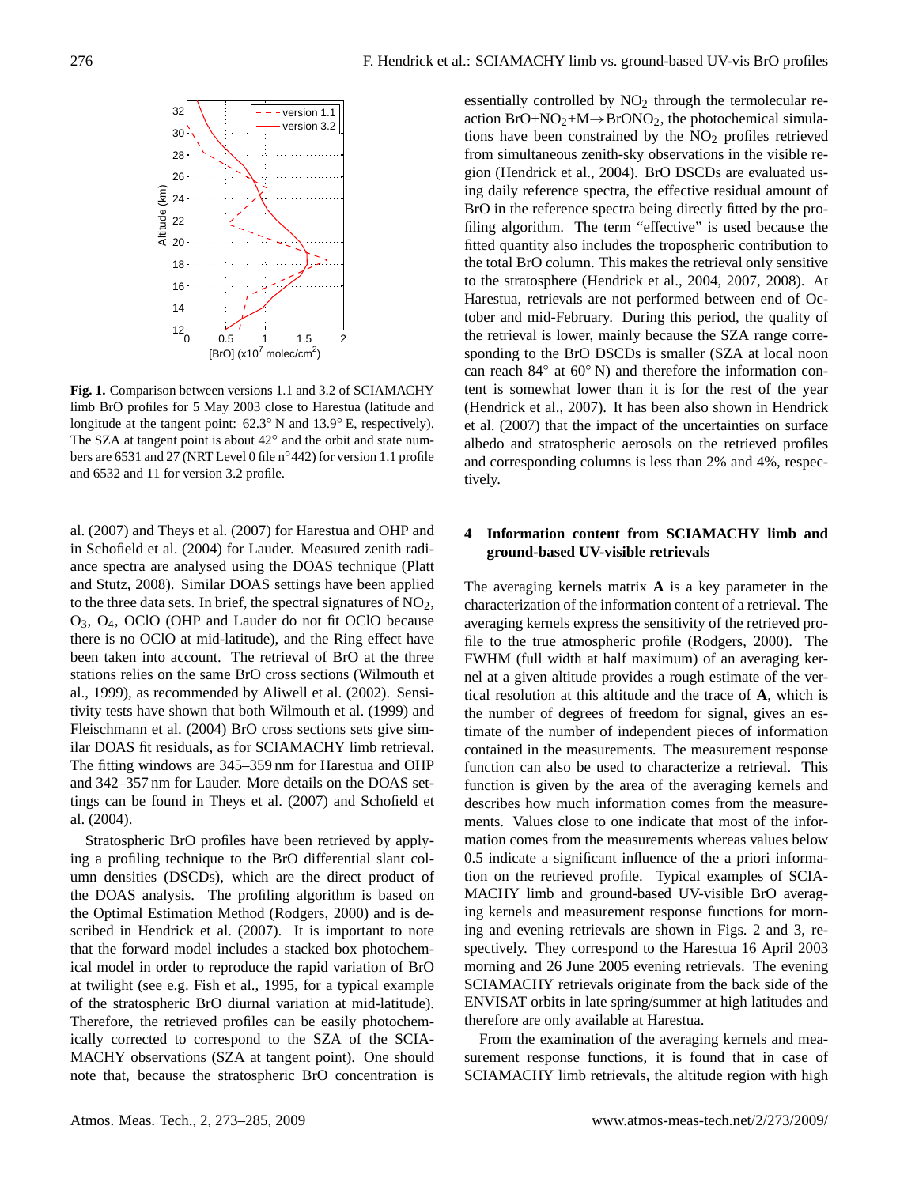**Fig. 1.** Comparison between versions 1.1 and 3.2 of SCIAMACHY limb BrO profiles for 5 May 2003 close to Harestua (latitude and longitude at the tangent point: 62.3° N and 13.9° E, respectively). The SZA at tangent point is about 42° and the orbit and state numbers are 6531 and 27 (NRT Level 0 file n°442) for version 1.1 profile and 6532 and 11 for version 3.2 profile.

al. (2007) and Theys et al. (2007) for Harestua and OHP and in Schofield et al. (2004) for Lauder. Measured zenith radiance spectra are analysed using the DOAS technique (Platt and Stutz, 2008). Similar DOAS settings have been applied to the three data sets. In brief, the spectral signatures of $NO_2$, $O_3$, $O_4$, OClO (OHP and Lauder do not fit OClO because there is no OClO at mid-latitude), and the Ring effect have been taken into account. The retrieval of BrO at the three stations relies on the same BrO cross sections (Wilmouth et al., 1999), as recommended by Aliwell et al. (2002). Sensitivity tests have shown that both Wilmouth et al. (1999) and Fleischmann et al. (2004) BrO cross sections sets give similar DOAS fit residuals, as for SCIAMACHY limb retrieval. The fitting windows are 345–359 nm for Harestua and OHP and 342–357 nm for Lauder. More details on the DOAS settings can be found in Theys et al. (2007) and Schofield et al. (2004).

Stratospheric BrO profiles have been retrieved by applying a profiling technique to the BrO differential slant column densities (DSCDs), which are the direct product of the DOAS analysis. The profiling algorithm is based on the Optimal Estimation Method (Rodgers, 2000) and is described in Hendrick et al. (2007). It is important to note that the forward model includes a stacked box photochemical model in order to reproduce the rapid variation of BrO at twilight (see e.g. Fish et al., 1995, for a typical example of the stratospheric BrO diurnal variation at mid-latitude). Therefore, the retrieved profiles can be easily photochemically corrected to correspond to the SZA of the SCIAMACHY observations (SZA at tangent point). One should note that, because the stratospheric BrO concentration is essentially controlled by $NO_2$ through the termolecular reaction $BrO+NO_2+M \rightarrow BrONO_2$, the photochemical simulations have been constrained by the $NO_2$ profiles retrieved from simultaneous zenith-sky observations in the visible region (Hendrick et al., 2004). BrO DSCDs are evaluated using daily reference spectra, the effective residual amount of BrO in the reference spectra being directly fitted by the profiling algorithm. The term "effective" is used because the fitted quantity also includes the tropospheric contribution to the total BrO column. This makes the retrieval only sensitive to the stratosphere (Hendrick et al., 2004, 2007, 2008). At Harestua, retrievals are not performed between end of October and mid-February. During this period, the quality of the retrieval is lower, mainly because the SZA range corresponding to the BrO DSCDs is smaller (SZA at local noon can reach 84° at 60° N) and therefore the information content is somewhat lower than it is for the rest of the year (Hendrick et al., 2007). It has been also shown in Hendrick et al. (2007) that the impact of the uncertainties on surface albedo and stratospheric aerosols on the retrieved profiles and corresponding columns is less than 2% and 4%, respectively.

## 4 Information content from SCIAMACHY limb and ground-based UV-visible retrievals

The averaging kernels matrix **A** is a key parameter in the characterization of the information content of a retrieval. The averaging kernels express the sensitivity of the retrieved profile to the true atmospheric profile (Rodgers, 2000). The FWHM (full width at half maximum) of an averaging kernel at a given altitude provides a rough estimate of the vertical resolution at this altitude and the trace of **A**, which is the number of degrees of freedom for signal, gives an estimate of the number of independent pieces of information contained in the measurements. The measurement response function can also be used to characterize a retrieval. This function is given by the area of the averaging kernels and describes how much information comes from the measurements. Values close to one indicate that most of the information comes from the measurements whereas values below 0.5 indicate a significant influence of the a priori information on the retrieved profile. Typical examples of SCIAMACHY limb and ground-based UV-visible BrO averaging kernels and measurement response functions for morning and evening retrievals are shown in Figs. 2 and 3, respectively. They correspond to the Harestua 16 April 2003 morning and 26 June 2005 evening retrievals. The evening SCIAMACHY retrievals originate from the back side of the ENVISAT orbits in late spring/summer at high latitudes and therefore are only available at Harestua.

From the examination of the averaging kernels and measurement response functions, it is found that in case of SCIAMACHY limb retrievals, the altitude region with high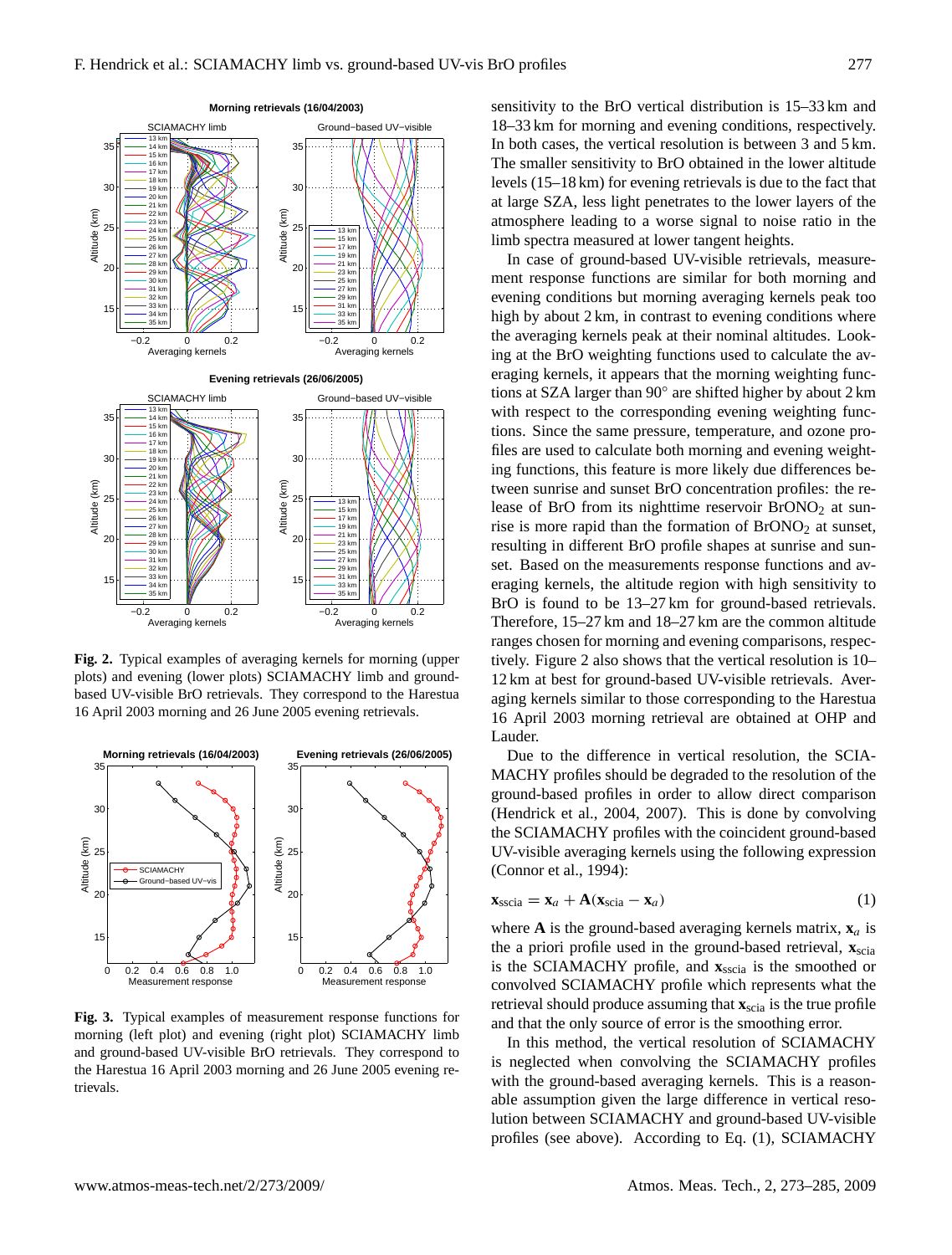**Fig. 2.** Typical examples of averaging kernels for morning (upper plots) and evening (lower plots) SCIAMACHY limb and ground-based UV-visible BrO retrievals. They correspond to the Harestua 16 April 2003 morning and 26 June 2005 evening retrievals.

**Fig. 3.** Typical examples of measurement response functions for morning (left plot) and evening (right plot) SCIAMACHY limb and ground-based UV-visible BrO retrievals. They correspond to the Harestua 16 April 2003 morning and 26 June 2005 evening retrievals.

sensitivity to the BrO vertical distribution is 15–33 km and 18–33 km for morning and evening conditions, respectively. In both cases, the vertical resolution is between 3 and 5 km. The smaller sensitivity to BrO obtained in the lower altitude levels (15–18 km) for evening retrievals is due to the fact that at large SZA, less light penetrates to the lower layers of the atmosphere leading to a worse signal to noise ratio in the limb spectra measured at lower tangent heights.

In case of ground-based UV-visible retrievals, measurement response functions are similar for both morning and evening conditions but morning averaging kernels peak too high by about 2 km, in contrast to evening conditions where the averaging kernels peak at their nominal altitudes. Looking at the BrO weighting functions used to calculate the averaging kernels, it appears that the morning weighting functions at SZA larger than 90° are shifted higher by about 2 km with respect to the corresponding evening weighting functions. Since the same pressure, temperature, and ozone profiles are used to calculate both morning and evening weighting functions, this feature is more likely due differences between sunrise and sunset BrO concentration profiles: the release of BrO from its nighttime reservoir $BrONO_2$ at sunrise is more rapid than the formation of $BrONO_2$ at sunset, resulting in different BrO profile shapes at sunrise and sunset. Based on the measurements response functions and averaging kernels, the altitude region with high sensitivity to BrO is found to be 13–27 km for ground-based retrievals. Therefore, 15–27 km and 18–27 km are the common altitude ranges chosen for morning and evening comparisons, respectively. Figure 2 also shows that the vertical resolution is 10–12 km at best for ground-based UV-visible retrievals. Averaging kernels similar to those corresponding to the Harestua 16 April 2003 morning retrieval are obtained at OHP and Lauder.

Due to the difference in vertical resolution, the SCIAMACHY profiles should be degraded to the resolution of the ground-based profiles in order to allow direct comparison (Hendrick et al., 2004, 2007). This is done by convolving the SCIAMACHY profiles with the coincident ground-based UV-visible averaging kernels using the following expression (Connor et al., 1994):

$$\mathbf{x}_{\text{sscia}} = \mathbf{x}_a + \mathbf{A}(\mathbf{x}_{\text{scia}} - \mathbf{x}_a) \tag{1}$$

where $\mathbf{A}$ is the ground-based averaging kernels matrix, $\mathbf{x}_a$ is the a priori profile used in the ground-based retrieval, $\mathbf{x}_{\text{scia}}$ is the SCIAMACHY profile, and $\mathbf{x}_{\text{sscia}}$ is the smoothed or convolved SCIAMACHY profile which represents what the retrieval should produce assuming that $\mathbf{x}_{\text{scia}}$ is the true profile and that the only source of error is the smoothing error.

In this method, the vertical resolution of SCIAMACHY is neglected when convolving the SCIAMACHY profiles with the ground-based averaging kernels. This is a reasonable assumption given the large difference in vertical resolution between SCIAMACHY and ground-based UV-visible profiles (see above). According to Eq. (1), SCIAMACHY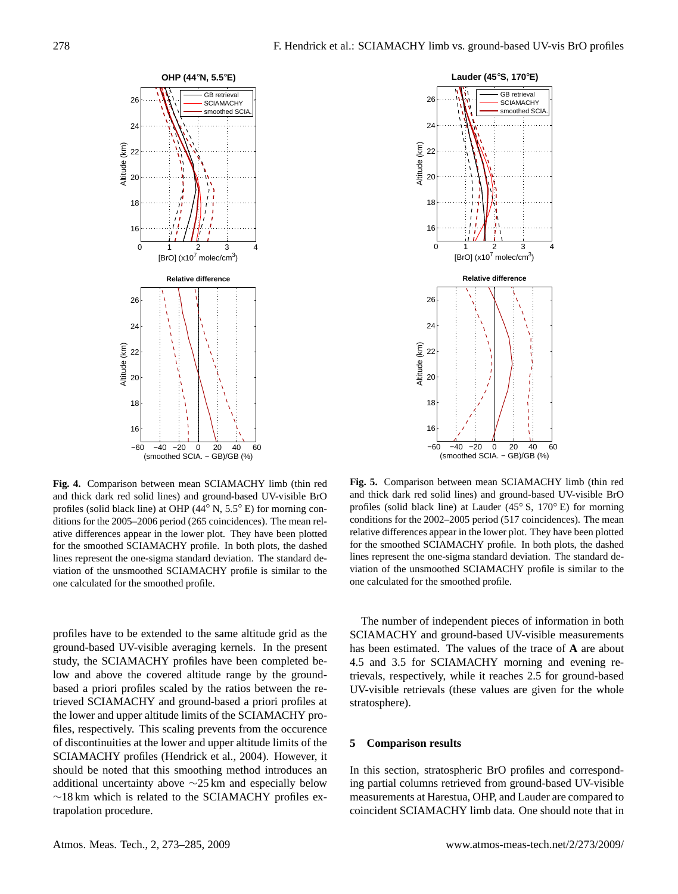**Fig. 4.** Comparison between mean SCIAMACHY limb (thin red and thick dark red solid lines) and ground-based UV-visible BrO profiles (solid black line) at OHP (44° N, 5.5° E) for morning conditions for the 2005–2006 period (265 coincidences). The mean relative differences appear in the lower plot. They have been plotted for the smoothed SCIAMACHY profile. In both plots, the dashed lines represent the one-sigma standard deviation. The standard deviation of the unsmoothed SCIAMACHY profile is similar to the one calculated for the smoothed profile.

**Fig. 5.** Comparison between mean SCIAMACHY limb (thin red and thick dark red solid lines) and ground-based UV-visible BrO profiles (solid black line) at Lauder (45° S, 170° E) for morning conditions for the 2002–2005 period (517 coincidences). The mean relative differences appear in the lower plot. They have been plotted for the smoothed SCIAMACHY profile. In both plots, the dashed lines represent the one-sigma standard deviation. The standard deviation of the unsmoothed SCIAMACHY profile is similar to the one calculated for the smoothed profile.

profiles have to be extended to the same altitude grid as the ground-based UV-visible averaging kernels. In the present study, the SCIAMACHY profiles have been completed below and above the covered altitude range by the ground-based a priori profiles scaled by the ratios between the retrieved SCIAMACHY and ground-based a priori profiles at the lower and upper altitude limits of the SCIAMACHY profiles, respectively. This scaling prevents from the occurence of discontinuities at the lower and upper altitude limits of the SCIAMACHY profiles (Hendrick et al., 2004). However, it should be noted that this smoothing method introduces an additional uncertainty above ∼25 km and especially below ∼18 km which is related to the SCIAMACHY profiles extrapolation procedure.

The number of independent pieces of information in both SCIAMACHY and ground-based UV-visible measurements has been estimated. The values of the trace of **A** are about 4.5 and 3.5 for SCIAMACHY morning and evening retrievals, respectively, while it reaches 2.5 for ground-based UV-visible retrievals (these values are given for the whole stratosphere).

## 5 Comparison results

In this section, stratospheric BrO profiles and corresponding partial columns retrieved from ground-based UV-visible measurements at Harestua, OHP, and Lauder are compared to coincident SCIAMACHY limb data. One should note that in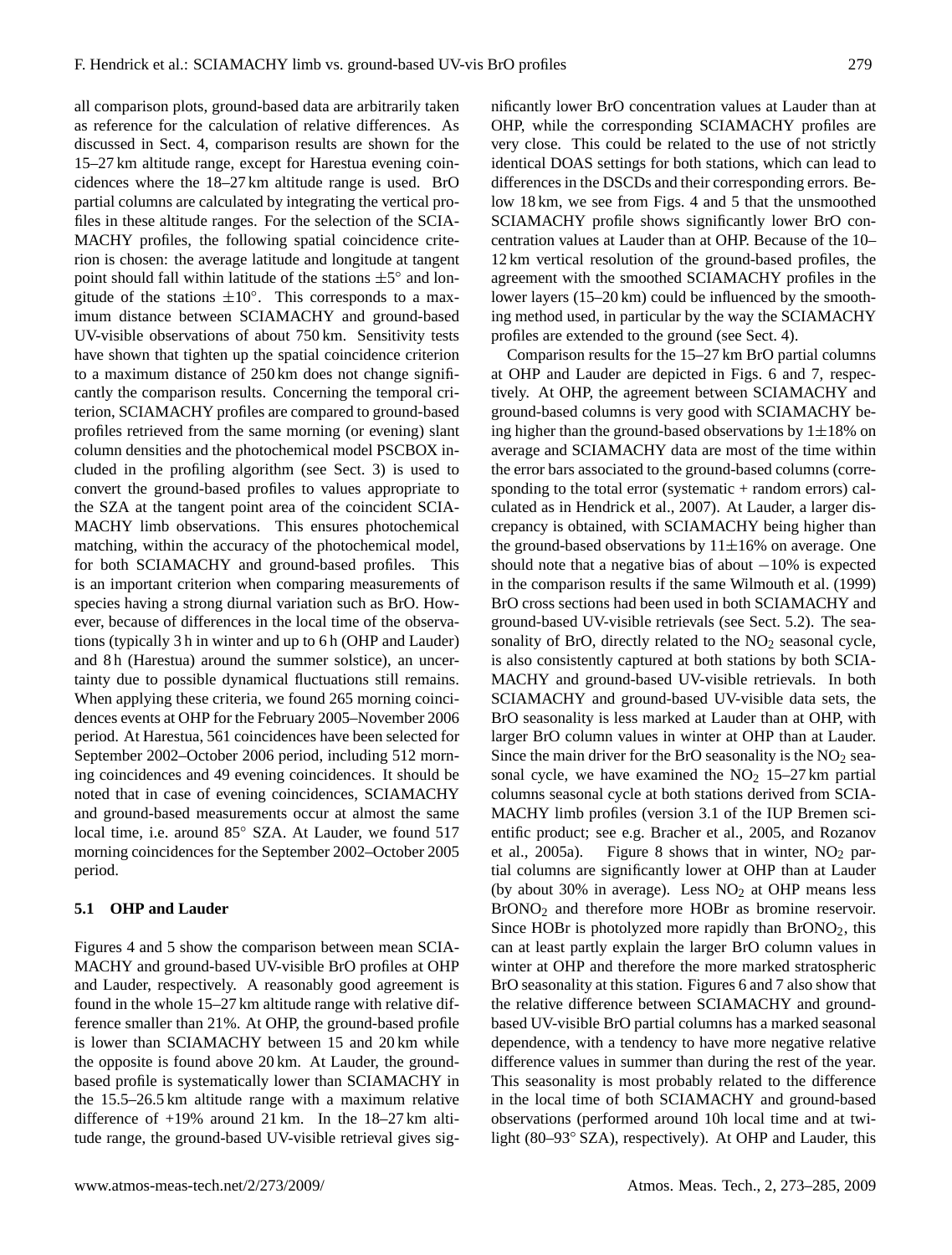all comparison plots, ground-based data are arbitrarily taken as reference for the calculation of relative differences. As discussed in Sect. 4, comparison results are shown for the 15–27 km altitude range, except for Harestua evening coincidences where the 18–27 km altitude range is used. BrO partial columns are calculated by integrating the vertical profiles in these altitude ranges. For the selection of the SCIAMACHY profiles, the following spatial coincidence criterion is chosen: the average latitude and longitude at tangent point should fall within latitude of the stations $\pm 5°$ and longitude of the stations $\pm 10°$. This corresponds to a maximum distance between SCIAMACHY and ground-based UV-visible observations of about 750 km. Sensitivity tests have shown that tighten up the spatial coincidence criterion to a maximum distance of 250 km does not change significantly the comparison results. Concerning the temporal criterion, SCIAMACHY profiles are compared to ground-based profiles retrieved from the same morning (or evening) slant column densities and the photochemical model PSCBOX included in the profiling algorithm (see Sect. 3) is used to convert the ground-based profiles to values appropriate to the SZA at the tangent point area of the coincident SCIAMACHY limb observations. This ensures photochemical matching, within the accuracy of the photochemical model, for both SCIAMACHY and ground-based profiles. This is an important criterion when comparing measurements of species having a strong diurnal variation such as BrO. However, because of differences in the local time of the observations (typically 3 h in winter and up to 6 h (OHP and Lauder) and 8 h (Harestua) around the summer solstice), an uncertainty due to possible dynamical fluctuations still remains. When applying these criteria, we found 265 morning coincidences events at OHP for the February 2005–November 2006 period. At Harestua, 561 coincidences have been selected for September 2002–October 2006 period, including 512 morning coincidences and 49 evening coincidences. It should be noted that in case of evening coincidences, SCIAMACHY and ground-based measurements occur at almost the same local time, i.e. around 85° SZA. At Lauder, we found 517 morning coincidences for the September 2002–October 2005 period.

### 5.1 OHP and Lauder

Figures 4 and 5 show the comparison between mean SCIAMACHY and ground-based UV-visible BrO profiles at OHP and Lauder, respectively. A reasonably good agreement is found in the whole 15–27 km altitude range with relative difference smaller than 21%. At OHP, the ground-based profile is lower than SCIAMACHY between 15 and 20 km while the opposite is found above 20 km. At Lauder, the ground-based profile is systematically lower than SCIAMACHY in the 15.5–26.5 km altitude range with a maximum relative difference of +19% around 21 km. In the 18–27 km altitude range, the ground-based UV-visible retrieval gives significantly lower BrO concentration values at Lauder than at OHP, while the corresponding SCIAMACHY profiles are very close. This could be related to the use of not strictly identical DOAS settings for both stations, which can lead to differences in the DSCDs and their corresponding errors. Below 18 km, we see from Figs. 4 and 5 that the unsmoothed SCIAMACHY profile shows significantly lower BrO concentration values at Lauder than at OHP. Because of the 10–12 km vertical resolution of the ground-based profiles, the agreement with the smoothed SCIAMACHY profiles in the lower layers (15–20 km) could be influenced by the smoothing method used, in particular by the way the SCIAMACHY profiles are extended to the ground (see Sect. 4).

Comparison results for the 15–27 km BrO partial columns at OHP and Lauder are depicted in Figs. 6 and 7, respectively. At OHP, the agreement between SCIAMACHY and ground-based columns is very good with SCIAMACHY being higher than the ground-based observations by $1\pm 18\%$ on average and SCIAMACHY data are most of the time within the error bars associated to the ground-based columns (corresponding to the total error (systematic + random errors) calculated as in Hendrick et al., 2007). At Lauder, a larger discrepancy is obtained, with SCIAMACHY being higher than the ground-based observations by $11\pm 16\%$ on average. One should note that a negative bias of about $-10\%$ is expected in the comparison results if the same Wilmouth et al. (1999) BrO cross sections had been used in both SCIAMACHY and ground-based UV-visible retrievals (see Sect. 5.2). The seasonality of BrO, directly related to the $NO_2$ seasonal cycle, is also consistently captured at both stations by both SCIAMACHY and ground-based UV-visible retrievals. In both SCIAMACHY and ground-based UV-visible data sets, the BrO seasonality is less marked at Lauder than at OHP, with larger BrO column values in winter at OHP than at Lauder. Since the main driver for the BrO seasonality is the $NO_2$ seasonal cycle, we have examined the $NO_2$ 15–27 km partial columns seasonal cycle at both stations derived from SCIAMACHY limb profiles (version 3.1 of the IUP Bremen scientific product; see e.g. Bracher et al., 2005, and Rozanov et al., 2005a). Figure 8 shows that in winter, $NO_2$ partial columns are significantly lower at OHP than at Lauder (by about 30% in average). Less $NO_2$ at OHP means less $BrONO_2$ and therefore more HOBr as bromine reservoir. Since HOBr is photolyzed more rapidly than $BrONO_2$, this can at least partly explain the larger BrO column values in winter at OHP and therefore the more marked stratospheric BrO seasonality at this station. Figures 6 and 7 also show that the relative difference between SCIAMACHY and ground-based UV-visible BrO partial columns has a marked seasonal dependence, with a tendency to have more negative relative difference values in summer than during the rest of the year. This seasonality is most probably related to the difference in the local time of both SCIAMACHY and ground-based observations (performed around 10h local time and at twilight (80–93° SZA), respectively). At OHP and Lauder, this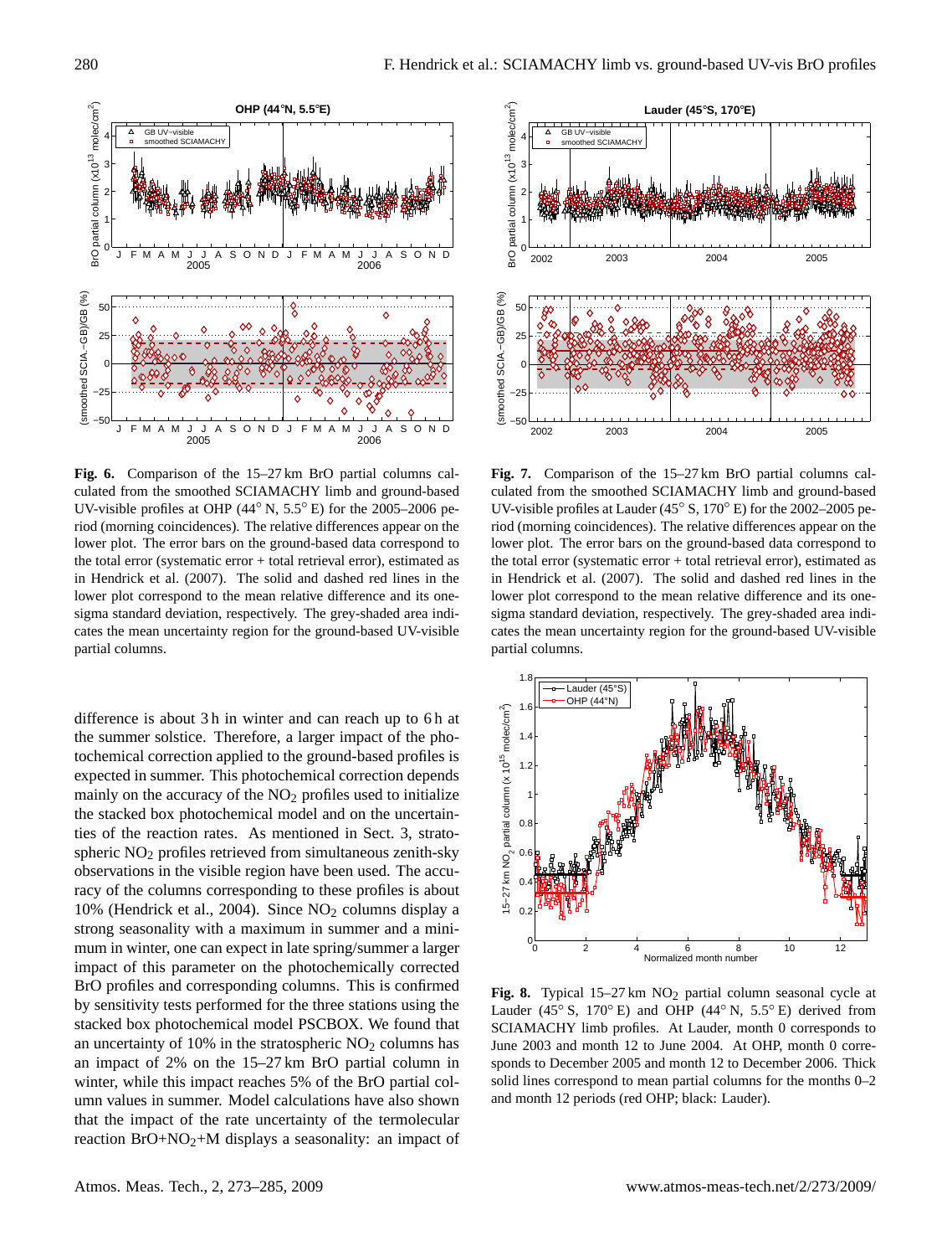**Fig. 6.** Comparison of the 15–27 km BrO partial columns calculated from the smoothed SCIAMACHY limb and ground-based UV-visible profiles at OHP (44° N, 5.5° E) for the 2005–2006 period (morning coincidences). The relative differences appear on the lower plot. The error bars on the ground-based data correspond to the total error (systematic error + total retrieval error), estimated as in Hendrick et al. (2007). The solid and dashed red lines in the lower plot correspond to the mean relative difference and its one-sigma standard deviation, respectively. The grey-shaded area indicates the mean uncertainty region for the ground-based UV-visible partial columns.

**Fig. 7.** Comparison of the 15–27 km BrO partial columns calculated from the smoothed SCIAMACHY limb and ground-based UV-visible profiles at Lauder (45° S, 170° E) for the 2002–2005 period (morning coincidences). The relative differences appear on the lower plot. The error bars on the ground-based data correspond to the total error (systematic error + total retrieval error), estimated as in Hendrick et al. (2007). The solid and dashed red lines in the lower plot correspond to the mean relative difference and its one-sigma standard deviation, respectively. The grey-shaded area indicates the mean uncertainty region for the ground-based UV-visible partial columns.

difference is about 3 h in winter and can reach up to 6 h at the summer solstice. Therefore, a larger impact of the photochemical correction applied to the ground-based profiles is expected in summer. This photochemical correction depends mainly on the accuracy of the $NO_2$ profiles used to initialize the stacked box photochemical model and on the uncertainties of the reaction rates. As mentioned in Sect. 3, stratospheric $NO_2$ profiles retrieved from simultaneous zenith-sky observations in the visible region have been used. The accuracy of the columns corresponding to these profiles is about 10% (Hendrick et al., 2004). Since $NO_2$ columns display a strong seasonality with a maximum in summer and a minimum in winter, one can expect in late spring/summer a larger impact of this parameter on the photochemically corrected BrO profiles and corresponding columns. This is confirmed by sensitivity tests performed for the three stations using the stacked box photochemical model PSCBOX. We found that an uncertainty of 10% in the stratospheric $NO_2$ columns has an impact of 2% on the 15–27 km BrO partial column in winter, while this impact reaches 5% of the BrO partial column values in summer. Model calculations have also shown that the impact of the rate uncertainty of the termolecular reaction $BrO+NO_2+M$ displays a seasonality: an impact of

**Fig. 8.** Typical 15–27 km $NO_2$ partial column seasonal cycle at Lauder (45° S, 170° E) and OHP (44° N, 5.5° E) derived from SCIAMACHY limb profiles. At Lauder, month 0 corresponds to June 2003 and month 12 to June 2004. At OHP, month 0 corresponds to December 2005 and month 12 to December 2006. Thick solid lines correspond to mean partial columns for the months 0–2 and month 12 periods (red OHP; black: Lauder).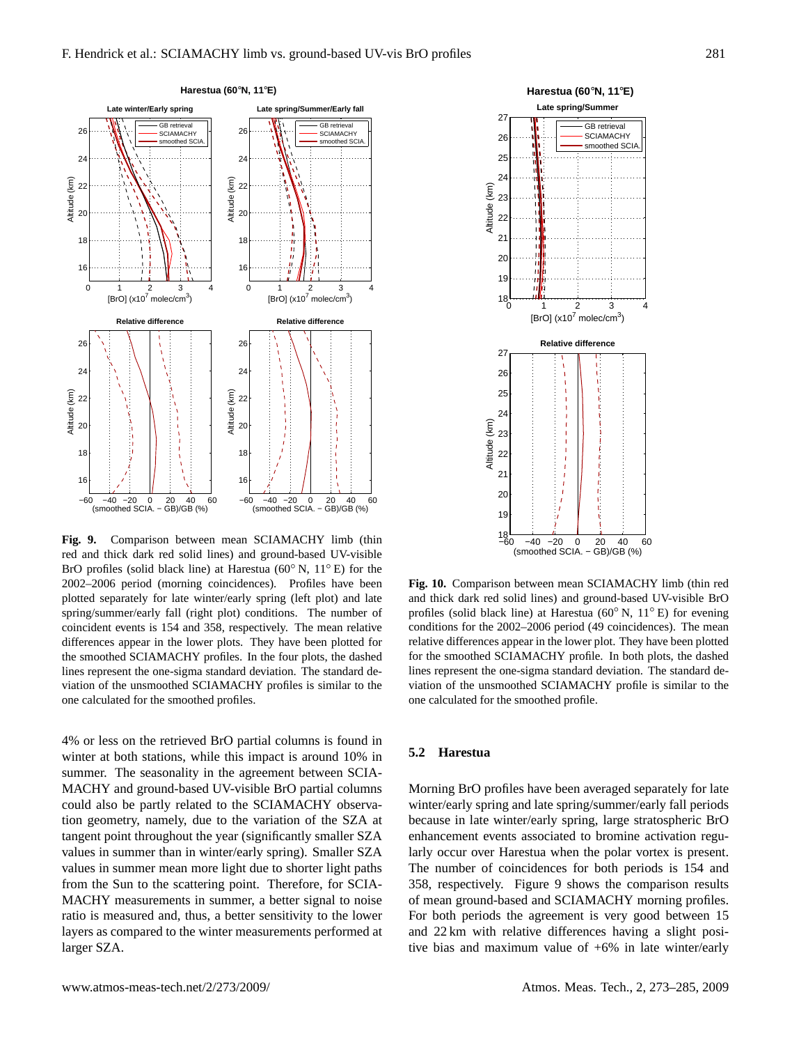**Fig. 9.** Comparison between mean SCIAMACHY limb (thin red and thick dark red solid lines) and ground-based UV-visible BrO profiles (solid black line) at Harestua (60° N, 11° E) for the 2002–2006 period (morning coincidences). Profiles have been plotted separately for late winter/early spring (left plot) and late spring/summer/early fall (right plot) conditions. The number of coincident events is 154 and 358, respectively. The mean relative differences appear in the lower plots. They have been plotted for the smoothed SCIAMACHY profiles. In the four plots, the dashed lines represent the one-sigma standard deviation. The standard deviation of the unsmoothed SCIAMACHY profiles is similar to the one calculated for the smoothed profiles.

**Fig. 10.** Comparison between mean SCIAMACHY limb (thin red and thick dark red solid lines) and ground-based UV-visible BrO profiles (solid black line) at Harestua (60° N, 11° E) for evening conditions for the 2002–2006 period (49 coincidences). The mean relative differences appear in the lower plot. They have been plotted for the smoothed SCIAMACHY profile. In both plots, the dashed lines represent the one-sigma standard deviation. The standard deviation of the unsmoothed SCIAMACHY profile is similar to the one calculated for the smoothed profile.

4% or less on the retrieved BrO partial columns is found in winter at both stations, while this impact is around 10% in summer. The seasonality in the agreement between SCIAMACHY and ground-based UV-visible BrO partial columns could also be partly related to the SCIAMACHY observation geometry, namely, due to the variation of the SZA at tangent point throughout the year (significantly smaller SZA values in summer than in winter/early spring). Smaller SZA values in summer mean more light due to shorter light paths from the Sun to the scattering point. Therefore, for SCIAMACHY measurements in summer, a better signal to noise ratio is measured and, thus, a better sensitivity to the lower layers as compared to the winter measurements performed at larger SZA.

### 5.2 Harestua

Morning BrO profiles have been averaged separately for late winter/early spring and late spring/summer/early fall periods because in late winter/early spring, large stratospheric BrO enhancement events associated to bromine activation regularly occur over Harestua when the polar vortex is present. The number of coincidences for both periods is 154 and 358, respectively. Figure 9 shows the comparison results of mean ground-based and SCIAMACHY morning profiles. For both periods the agreement is very good between 15 and 22 km with relative differences having a slight positive bias and maximum value of +6% in late winter/early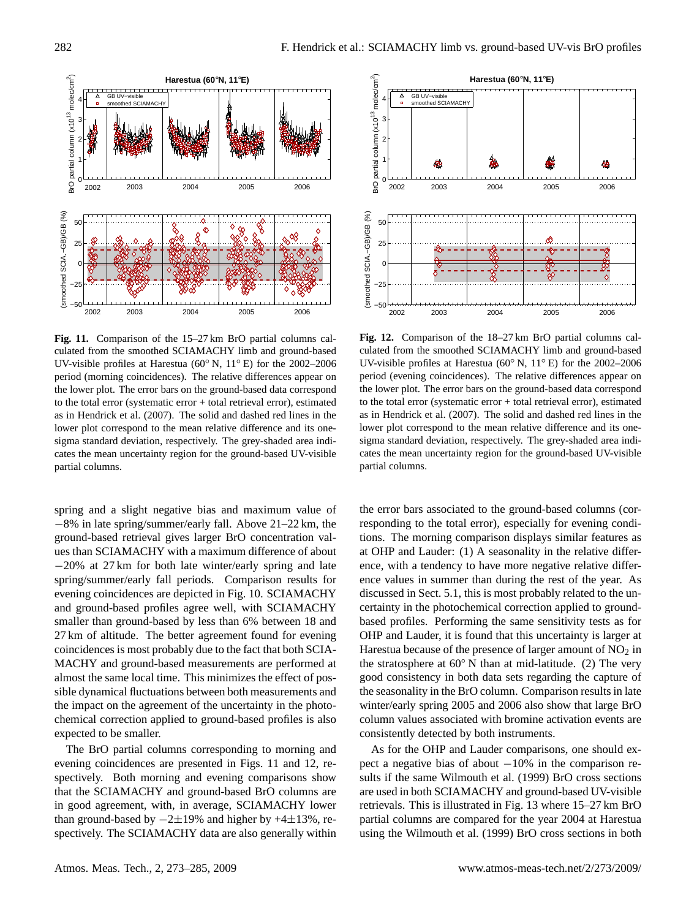**Fig. 11.** Comparison of the 15–27 km BrO partial columns calculated from the smoothed SCIAMACHY limb and ground-based UV-visible profiles at Harestua (60° N, 11° E) for the 2002–2006 period (morning coincidences). The relative differences appear on the lower plot. The error bars on the ground-based data correspond to the total error (systematic error + total retrieval error), estimated as in Hendrick et al. (2007). The solid and dashed red lines in the lower plot correspond to the mean relative difference and its one-sigma standard deviation, respectively. The grey-shaded area indicates the mean uncertainty region for the ground-based UV-visible partial columns.

**Fig. 12.** Comparison of the 18–27 km BrO partial columns calculated from the smoothed SCIAMACHY limb and ground-based UV-visible profiles at Harestua (60° N, 11° E) for the 2002–2006 period (evening coincidences). The relative differences appear on the lower plot. The error bars on the ground-based data correspond to the total error (systematic error + total retrieval error), estimated as in Hendrick et al. (2007). The solid and dashed red lines in the lower plot correspond to the mean relative difference and its one-sigma standard deviation, respectively. The grey-shaded area indicates the mean uncertainty region for the ground-based UV-visible partial columns.

spring and a slight negative bias and maximum value of −8% in late spring/summer/early fall. Above 21–22 km, the ground-based retrieval gives larger BrO concentration values than SCIAMACHY with a maximum difference of about −20% at 27 km for both late winter/early spring and late spring/summer/early fall periods. Comparison results for evening coincidences are depicted in Fig. 10. SCIAMACHY and ground-based profiles agree well, with SCIAMACHY smaller than ground-based by less than 6% between 18 and 27 km of altitude. The better agreement found for evening coincidences is most probably due to the fact that both SCIAMACHY and ground-based measurements are performed at almost the same local time. This minimizes the effect of possible dynamical fluctuations between both measurements and the impact on the agreement of the uncertainty in the photochemical correction applied to ground-based profiles is also expected to be smaller.

The BrO partial columns corresponding to morning and evening coincidences are presented in Figs. 11 and 12, respectively. Both morning and evening comparisons show that the SCIAMACHY and ground-based BrO columns are in good agreement, with, in average, SCIAMACHY lower than ground-based by −2±19% and higher by +4±13%, respectively. The SCIAMACHY data are also generally within the error bars associated to the ground-based columns (corresponding to the total error), especially for evening conditions. The morning comparison displays similar features as at OHP and Lauder: (1) A seasonality in the relative difference, with a tendency to have more negative relative difference values in summer than during the rest of the year. As discussed in Sect. 5.1, this is most probably related to the uncertainty in the photochemical correction applied to ground-based profiles. Performing the same sensitivity tests as for OHP and Lauder, it is found that this uncertainty is larger at Harestua because of the presence of larger amount of $NO_2$ in the stratosphere at 60° N than at mid-latitude. (2) The very good consistency in both data sets regarding the capture of the seasonality in the BrO column. Comparison results in late winter/early spring 2005 and 2006 also show that large BrO column values associated with bromine activation events are consistently detected by both instruments.

As for the OHP and Lauder comparisons, one should expect a negative bias of about −10% in the comparison results if the same Wilmouth et al. (1999) BrO cross sections are used in both SCIAMACHY and ground-based UV-visible retrievals. This is illustrated in Fig. 13 where 15–27 km BrO partial columns are compared for the year 2004 at Harestua using the Wilmouth et al. (1999) BrO cross sections in both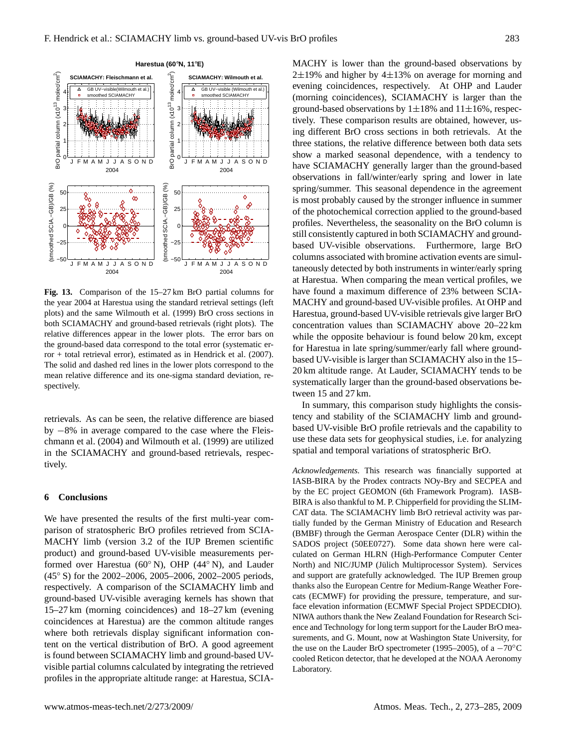Fig. 13. Comparison of the 15–27 km BrO partial columns for the year 2004 at Harestua using the standard retrieval settings (left plots) and the same Wilmouth et al. (1999) BrO cross sections in both SCIAMACHY and ground-based retrievals (right plots). The relative differences appear in the lower plots. The error bars on the ground-based data correspond to the total error (systematic error + total retrieval error), estimated as in Hendrick et al. (2007). The solid and dashed red lines in the lower plots correspond to the mean relative difference and its one-sigma standard deviation, respectively.

retrievals. As can be seen, the relative difference are biased by −8% in average compared to the case where the Fleischmann et al. (2004) and Wilmouth et al. (1999) are utilized in the SCIAMACHY and ground-based retrievals, respectively.

## 6 Conclusions

We have presented the results of the first multi-year comparison of stratospheric BrO profiles retrieved from SCIAMACHY limb (version 3.2 of the IUP Bremen scientific product) and ground-based UV-visible measurements performed over Harestua (60° N), OHP (44° N), and Lauder (45° S) for the 2002–2006, 2005–2006, 2002–2005 periods, respectively. A comparison of the SCIAMACHY limb and ground-based UV-visible averaging kernels has shown that 15–27 km (morning coincidences) and 18–27 km (evening coincidences at Harestua) are the common altitude ranges where both retrievals display significant information content on the vertical distribution of BrO. A good agreement is found between SCIAMACHY limb and ground-based UV-visible partial columns calculated by integrating the retrieved profiles in the appropriate altitude range: at Harestua, SCIAMACHY is lower than the ground-based observations by 2±19% and higher by 4±13% on average for morning and evening coincidences, respectively. At OHP and Lauder (morning coincidences), SCIAMACHY is larger than the ground-based observations by 1±18% and 11±16%, respectively. These comparison results are obtained, however, using different BrO cross sections in both retrievals. At the three stations, the relative difference between both data sets show a marked seasonal dependence, with a tendency to have SCIAMACHY generally larger than the ground-based observations in fall/winter/early spring and lower in late spring/summer. This seasonal dependence in the agreement is most probably caused by the stronger influence in summer of the photochemical correction applied to the ground-based profiles. Nevertheless, the seasonality on the BrO column is still consistently captured in both SCIAMACHY and ground-based UV-visible observations. Furthermore, large BrO columns associated with bromine activation events are simultaneously detected by both instruments in winter/early spring at Harestua. When comparing the mean vertical profiles, we have found a maximum difference of 23% between SCIAMACHY and ground-based UV-visible profiles. At OHP and Harestua, ground-based UV-visible retrievals give larger BrO concentration values than SCIAMACHY above 20–22 km while the opposite behaviour is found below 20 km, except for Harestua in late spring/summer/early fall where ground-based UV-visible is larger than SCIAMACHY also in the 15–20 km altitude range. At Lauder, SCIAMACHY tends to be systematically larger than the ground-based observations between 15 and 27 km.

In summary, this comparison study highlights the consistency and stability of the SCIAMACHY limb and ground-based UV-visible BrO profile retrievals and the capability to use these data sets for geophysical studies, i.e. for analyzing spatial and temporal variations of stratospheric BrO.

*Acknowledgements.* This research was financially supported at IASB-BIRA by the Prodex contracts NOy-Bry and SECPEA and by the EC project GEOMON (6th Framework Program). IASB-BIRA is also thankful to M. P. Chipperfield for providing the SLIMCAT data. The SCIAMACHY limb BrO retrieval activity was partially funded by the German Ministry of Education and Research (BMBF) through the German Aerospace Center (DLR) within the SADOS project (50EE0727). Some data shown here were calculated on German HLRN (High-Performance Computer Center North) and NIC/JUMP (Jülich Multiprocessor System). Services and support are gratefully acknowledged. The IUP Bremen group thanks also the European Centre for Medium-Range Weather Forecats (ECMWF) for providing the pressure, temperature, and surface elevation information (ECMWF Special Project SPDECDIO). NIWA authors thank the New Zealand Foundation for Research Science and Technology for long term support for the Lauder BrO measurements, and G. Mount, now at Washington State University, for the use on the Lauder BrO spectrometer (1995–2005), of a −70°C cooled Reticon detector, that he developed at the NOAA Aeronomy Laboratory.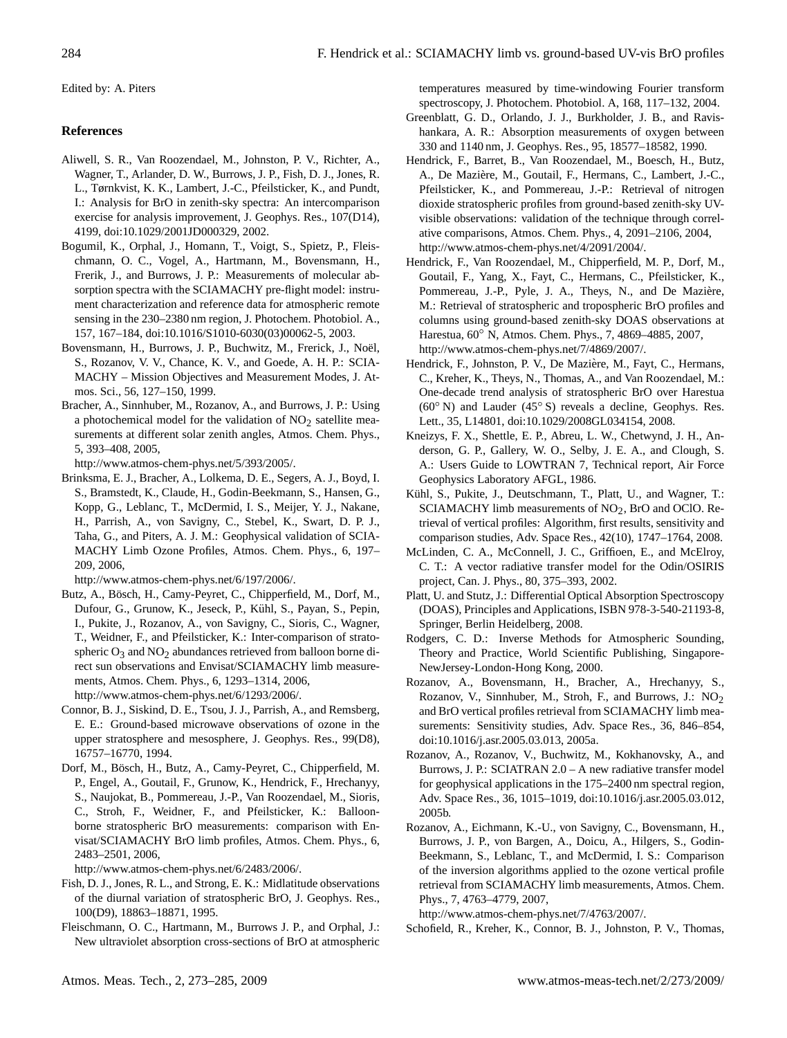Edited by: A. Piters

## References

Aliwell, S. R., Van Roozendael, M., Johnston, P. V., Richter, A., Wagner, T., Arlander, D. W., Burrows, J. P., Fish, D. J., Jones, R. L., Tørnkvist, K. K., Lambert, J.-C., Pfeilsticker, K., and Pundt, I.: Analysis for BrO in zenith-sky spectra: An intercomparison exercise for analysis improvement, J. Geophys. Res., 107(D14), 4199, doi:10.1029/2001JD000329, 2002.

Bogumil, K., Orphal, J., Homann, T., Voigt, S., Spietz, P., Fleischmann, O. C., Vogel, A., Hartmann, M., Bovensmann, H., Frerik, J., and Burrows, J. P.: Measurements of molecular absorption spectra with the SCIAMACHY pre-flight model: instrument characterization and reference data for atmospheric remote sensing in the 230–2380 nm region, J. Photochem. Photobiol. A., 157, 167–184, doi:10.1016/S1010-6030(03)00062-5, 2003.

Bovensmann, H., Burrows, J. P., Buchwitz, M., Frerick, J., Noël, S., Rozanov, V. V., Chance, K. V., and Goede, A. H. P.: SCIAMACHY – Mission Objectives and Measurement Modes, J. Atmos. Sci., 56, 127–150, 1999.

Bracher, A., Sinnhuber, M., Rozanov, A., and Burrows, J. P.: Using a photochemical model for the validation of $NO_2$ satellite measurements at different solar zenith angles, Atmos. Chem. Phys., 5, 393–408, 2005, http://www.atmos-chem-phys.net/5/393/2005/.

Brinksma, E. J., Bracher, A., Lolkema, D. E., Segers, A. J., Boyd, I. S., Bramstedt, K., Claude, H., Godin-Beekmann, S., Hansen, G., Kopp, G., Leblanc, T., McDermid, I. S., Meijer, Y. J., Nakane, H., Parrish, A., von Savigny, C., Stebel, K., Swart, D. P. J., Taha, G., and Piters, A. J. M.: Geophysical validation of SCIAMACHY Limb Ozone Profiles, Atmos. Chem. Phys., 6, 197–209, 2006, http://www.atmos-chem-phys.net/6/197/2006/.

Butz, A., Bösch, H., Camy-Peyret, C., Chipperfield, M., Dorf, M., Dufour, G., Grunow, K., Jeseck, P., Kühl, S., Payan, S., Pepin, I., Pukite, J., Rozanov, A., von Savigny, C., Sioris, C., Wagner, T., Weidner, F., and Pfeilsticker, K.: Inter-comparison of stratospheric $O_3$ and $NO_2$ abundances retrieved from balloon borne direct sun observations and Envisat/SCIAMACHY limb measurements, Atmos. Chem. Phys., 6, 1293–1314, 2006, http://www.atmos-chem-phys.net/6/1293/2006/.

Connor, B. J., Siskind, D. E., Tsou, J. J., Parrish, A., and Remsberg, E. E.: Ground-based microwave observations of ozone in the upper stratosphere and mesosphere, J. Geophys. Res., 99(D8), 16757–16770, 1994.

Dorf, M., Bösch, H., Butz, A., Camy-Peyret, C., Chipperfield, M. P., Engel, A., Goutail, F., Grunow, K., Hendrick, F., Hrechanyy, S., Naujokat, B., Pommereau, J.-P., Van Roozendael, M., Sioris, C., Stroh, F., Weidner, F., and Pfeilsticker, K.: Balloon-borne stratospheric BrO measurements: comparison with Envisat/SCIAMACHY BrO limb profiles, Atmos. Chem. Phys., 6, 2483–2501, 2006, http://www.atmos-chem-phys.net/6/2483/2006/.

Fish, D. J., Jones, R. L., and Strong, E. K.: Midlatitude observations of the diurnal variation of stratospheric BrO, J. Geophys. Res., 100(D9), 18863–18871, 1995.

Fleischmann, O. C., Hartmann, M., Burrows J. P., and Orphal, J.: New ultraviolet absorption cross-sections of BrO at atmospheric temperatures measured by time-windowing Fourier transform spectroscopy, J. Photochem. Photobiol. A, 168, 117–132, 2004.

Greenblatt, G. D., Orlando, J. J., Burkholder, J. B., and Ravishankara, A. R.: Absorption measurements of oxygen between 330 and 1140 nm, J. Geophys. Res., 95, 18577–18582, 1990.

Hendrick, F., Barret, B., Van Roozendael, M., Boesch, H., Butz, A., De Mazière, M., Goutail, F., Hermans, C., Lambert, J.-C., Pfeilsticker, K., and Pommereau, J.-P.: Retrieval of nitrogen dioxide stratospheric profiles from ground-based zenith-sky UV-visible observations: validation of the technique through correlative comparisons, Atmos. Chem. Phys., 4, 2091–2106, 2004, http://www.atmos-chem-phys.net/4/2091/2004/.

Hendrick, F., Van Roozendael, M., Chipperfield, M. P., Dorf, M., Goutail, F., Yang, X., Fayt, C., Hermans, C., Pfeilsticker, K., Pommereau, J.-P., Pyle, J. A., Theys, N., and De Mazière, M.: Retrieval of stratospheric and tropospheric BrO profiles and columns using ground-based zenith-sky DOAS observations at Harestua, 60° N, Atmos. Chem. Phys., 7, 4869–4885, 2007, http://www.atmos-chem-phys.net/7/4869/2007/.

Hendrick, F., Johnston, P. V., De Mazière, M., Fayt, C., Hermans, C., Kreher, K., Theys, N., Thomas, A., and Van Roozendael, M.: One-decade trend analysis of stratospheric BrO over Harestua (60° N) and Lauder (45° S) reveals a decline, Geophys. Res. Lett., 35, L14801, doi:10.1029/2008GL034154, 2008.

Kneizys, F. X., Shettle, E. P., Abreu, L. W., Chetwynd, J. H., Anderson, G. P., Gallery, W. O., Selby, J. E. A., and Clough, S. A.: Users Guide to LOWTRAN 7, Technical report, Air Force Geophysics Laboratory AFGL, 1986.

Kühl, S., Pukite, J., Deutschmann, T., Platt, U., and Wagner, T.: SCIAMACHY limb measurements of $NO_2$, BrO and OClO. Retrieval of vertical profiles: Algorithm, first results, sensitivity and comparison studies, Adv. Space Res., 42(10), 1747–1764, 2008.

McLinden, C. A., McConnell, J. C., Griffioen, E., and McElroy, C. T.: A vector radiative transfer model for the Odin/OSIRIS project, Can. J. Phys., 80, 375–393, 2002.

Platt, U. and Stutz, J.: Differential Optical Absorption Spectroscopy (DOAS), Principles and Applications, ISBN 978-3-540-21193-8, Springer, Berlin Heidelberg, 2008.

Rodgers, C. D.: Inverse Methods for Atmospheric Sounding, Theory and Practice, World Scientific Publishing, Singapore-NewJersey-London-Hong Kong, 2000.

Rozanov, A., Bovensmann, H., Bracher, A., Hrechanyy, S., Rozanov, V., Sinnhuber, M., Stroh, F., and Burrows, J.: $NO_2$ and BrO vertical profiles retrieval from SCIAMACHY limb measurements: Sensitivity studies, Adv. Space Res., 36, 846–854, doi:10.1016/j.asr.2005.03.013, 2005a.

Rozanov, A., Rozanov, V., Buchwitz, M., Kokhanovsky, A., and Burrows, J. P.: SCIATRAN 2.0 – A new radiative transfer model for geophysical applications in the 175–2400 nm spectral region, Adv. Space Res., 36, 1015–1019, doi:10.1016/j.asr.2005.03.012, 2005b.

Rozanov, A., Eichmann, K.-U., von Savigny, C., Bovensmann, H., Burrows, J. P., von Bargen, A., Doicu, A., Hilgers, S., Godin-Beekmann, S., Leblanc, T., and McDermid, I. S.: Comparison of the inversion algorithms applied to the ozone vertical profile retrieval from SCIAMACHY limb measurements, Atmos. Chem. Phys., 7, 4763–4779, 2007, http://www.atmos-chem-phys.net/7/4763/2007/.

Schofield, R., Kreher, K., Connor, B. J., Johnston, P. V., Thomas,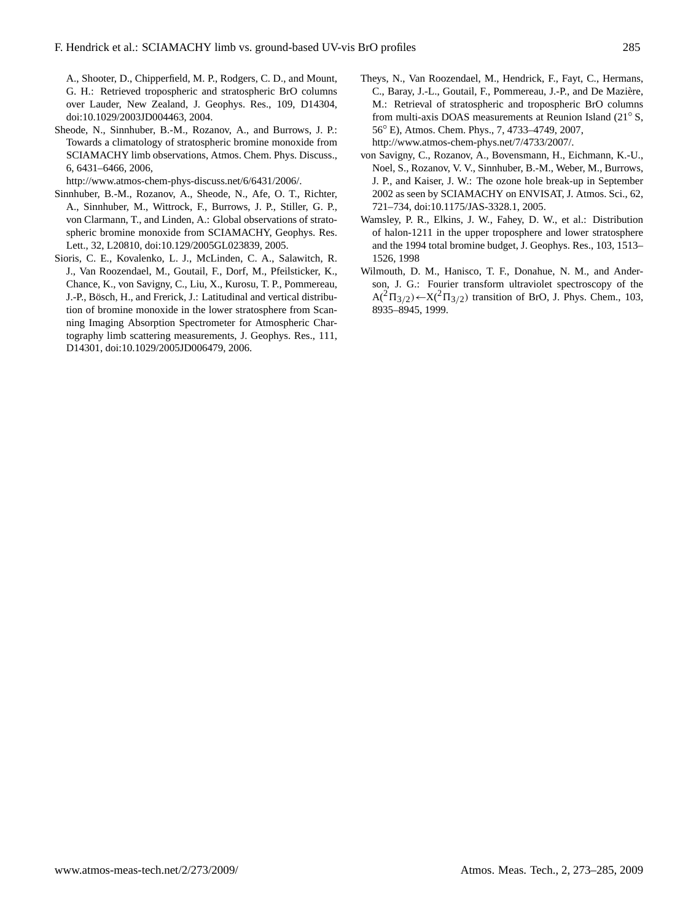A., Shooter, D., Chipperfield, M. P., Rodgers, C. D., and Mount, G. H.: Retrieved tropospheric and stratospheric BrO columns over Lauder, New Zealand, J. Geophys. Res., 109, D14304, doi:10.1029/2003JD004463, 2004.

Sheode, N., Sinnhuber, B.-M., Rozanov, A., and Burrows, J. P.: Towards a climatology of stratospheric bromine monoxide from SCIAMACHY limb observations, Atmos. Chem. Phys. Discuss., 6, 6431–6466, 2006, http://www.atmos-chem-phys-discuss.net/6/6431/2006/.

Sinnhuber, B.-M., Rozanov, A., Sheode, N., Afe, O. T., Richter, A., Sinnhuber, M., Wittrock, F., Burrows, J. P., Stiller, G. P., von Clarmann, T., and Linden, A.: Global observations of stratospheric bromine monoxide from SCIAMACHY, Geophys. Res. Lett., 32, L20810, doi:10.129/2005GL023839, 2005.

Sioris, C. E., Kovalenko, L. J., McLinden, C. A., Salawitch, R. J., Van Roozendael, M., Goutail, F., Dorf, M., Pfeilsticker, K., Chance, K., von Savigny, C., Liu, X., Kurosu, T. P., Pommereau, J.-P., Bösch, H., and Frerick, J.: Latitudinal and vertical distribution of bromine monoxide in the lower stratosphere from Scanning Imaging Absorption Spectrometer for Atmospheric Chartography limb scattering measurements, J. Geophys. Res., 111, D14301, doi:10.1029/2005JD006479, 2006.

Theys, N., Van Roozendael, M., Hendrick, F., Fayt, C., Hermans, C., Baray, J.-L., Goutail, F., Pommereau, J.-P., and De Mazière, M.: Retrieval of stratospheric and tropospheric BrO columns from multi-axis DOAS measurements at Reunion Island (21° S, 56° E), Atmos. Chem. Phys., 7, 4733–4749, 2007, http://www.atmos-chem-phys.net/7/4733/2007/.

von Savigny, C., Rozanov, A., Bovensmann, H., Eichmann, K.-U., Noel, S., Rozanov, V. V., Sinnhuber, B.-M., Weber, M., Burrows, J. P., and Kaiser, J. W.: The ozone hole break-up in September 2002 as seen by SCIAMACHY on ENVISAT, J. Atmos. Sci., 62, 721–734, doi:10.1175/JAS-3328.1, 2005.

Wamsley, P. R., Elkins, J. W., Fahey, D. W., et al.: Distribution of halon-1211 in the upper troposphere and lower stratosphere and the 1994 total bromine budget, J. Geophys. Res., 103, 1513–1526, 1998

Wilmouth, D. M., Hanisco, T. F., Donahue, N. M., and Anderson, J. G.: Fourier transform ultraviolet spectroscopy of the $A(^2\Pi_{3/2}) \leftarrow X(^2\Pi_{3/2})$ transition of BrO, J. Phys. Chem., 103, 8935–8945, 1999.